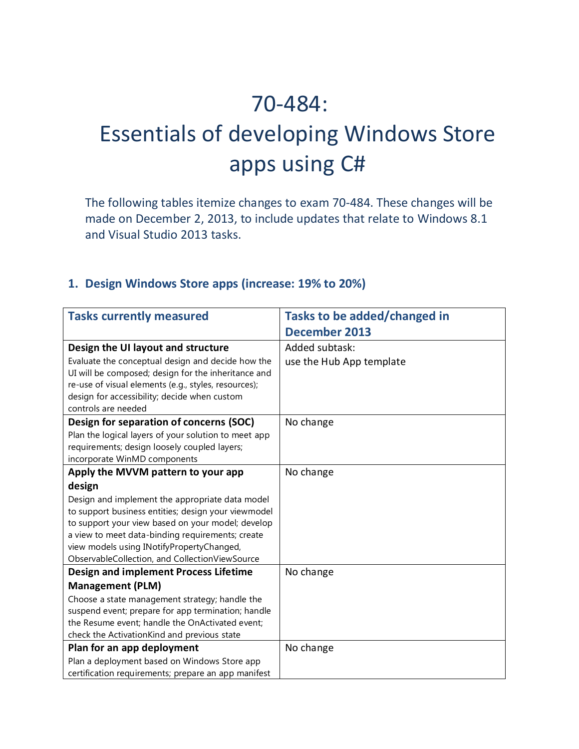# 70-484:
# Essentials of developing Windows Store apps using C#

The following tables itemize changes to exam 70-484. These changes will be made on December 2, 2013, to include updates that relate to Windows 8.1 and Visual Studio 2013 tasks.

## 1. Design Windows Store apps (increase: 19% to 20%)

| Tasks currently measured | Tasks to be added/changed in December 2013 |
| --- | --- |
| **Design the UI layout and structure**<br>Evaluate the conceptual design and decide how the UI will be composed; design for the inheritance and re-use of visual elements (e.g., styles, resources); design for accessibility; decide when custom controls are needed | Added subtask:<br>use the Hub App template |
| **Design for separation of concerns (SOC)**<br>Plan the logical layers of your solution to meet app requirements; design loosely coupled layers; incorporate WinMD components | No change |
| **Apply the MVVM pattern to your app design**<br>Design and implement the appropriate data model to support business entities; design your viewmodel to support your view based on your model; develop a view to meet data-binding requirements; create view models using INotifyPropertyChanged, ObservableCollection, and CollectionViewSource | No change |
| **Design and implement Process Lifetime Management (PLM)**<br>Choose a state management strategy; handle the suspend event; prepare for app termination; handle the Resume event; handle the OnActivated event; check the ActivationKind and previous state | No change |
| **Plan for an app deployment**<br>Plan a deployment based on Windows Store app certification requirements; prepare an app manifest | No change |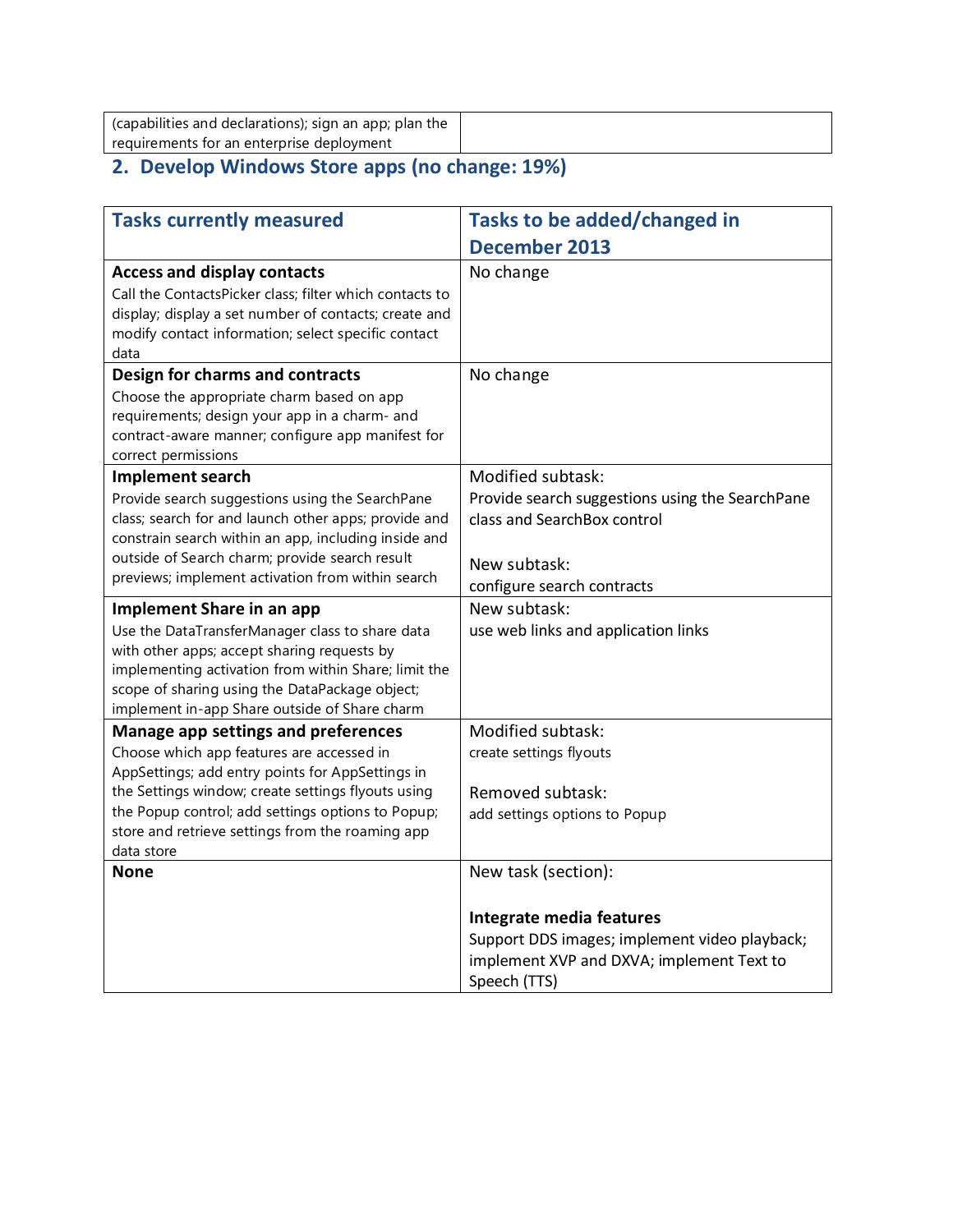| (capabilities and declarations); sign an app; plan the requirements for an enterprise deployment | |
|---|---|

## 2. Develop Windows Store apps (no change: 19%)

| Tasks currently measured | Tasks to be added/changed in December 2013 |
|---|---|
| **Access and display contacts**<br>Call the ContactsPicker class; filter which contacts to display; display a set number of contacts; create and modify contact information; select specific contact data | No change |
| **Design for charms and contracts**<br>Choose the appropriate charm based on app requirements; design your app in a charm- and contract-aware manner; configure app manifest for correct permissions | No change |
| **Implement search**<br>Provide search suggestions using the SearchPane class; search for and launch other apps; provide and constrain search within an app, including inside and outside of Search charm; provide search result previews; implement activation from within search | Modified subtask:<br>Provide search suggestions using the SearchPane class and SearchBox control<br><br>New subtask:<br>configure search contracts |
| **Implement Share in an app**<br>Use the DataTransferManager class to share data with other apps; accept sharing requests by implementing activation from within Share; limit the scope of sharing using the DataPackage object; implement in-app Share outside of Share charm | New subtask:<br>use web links and application links |
| **Manage app settings and preferences**<br>Choose which app features are accessed in AppSettings; add entry points for AppSettings in the Settings window; create settings flyouts using the Popup control; add settings options to Popup; store and retrieve settings from the roaming app data store | Modified subtask:<br>create settings flyouts<br><br>Removed subtask:<br>add settings options to Popup |
| **None** | New task (section):<br><br>**Integrate media features**<br>Support DDS images; implement video playback; implement XVP and DXVA; implement Text to Speech (TTS) |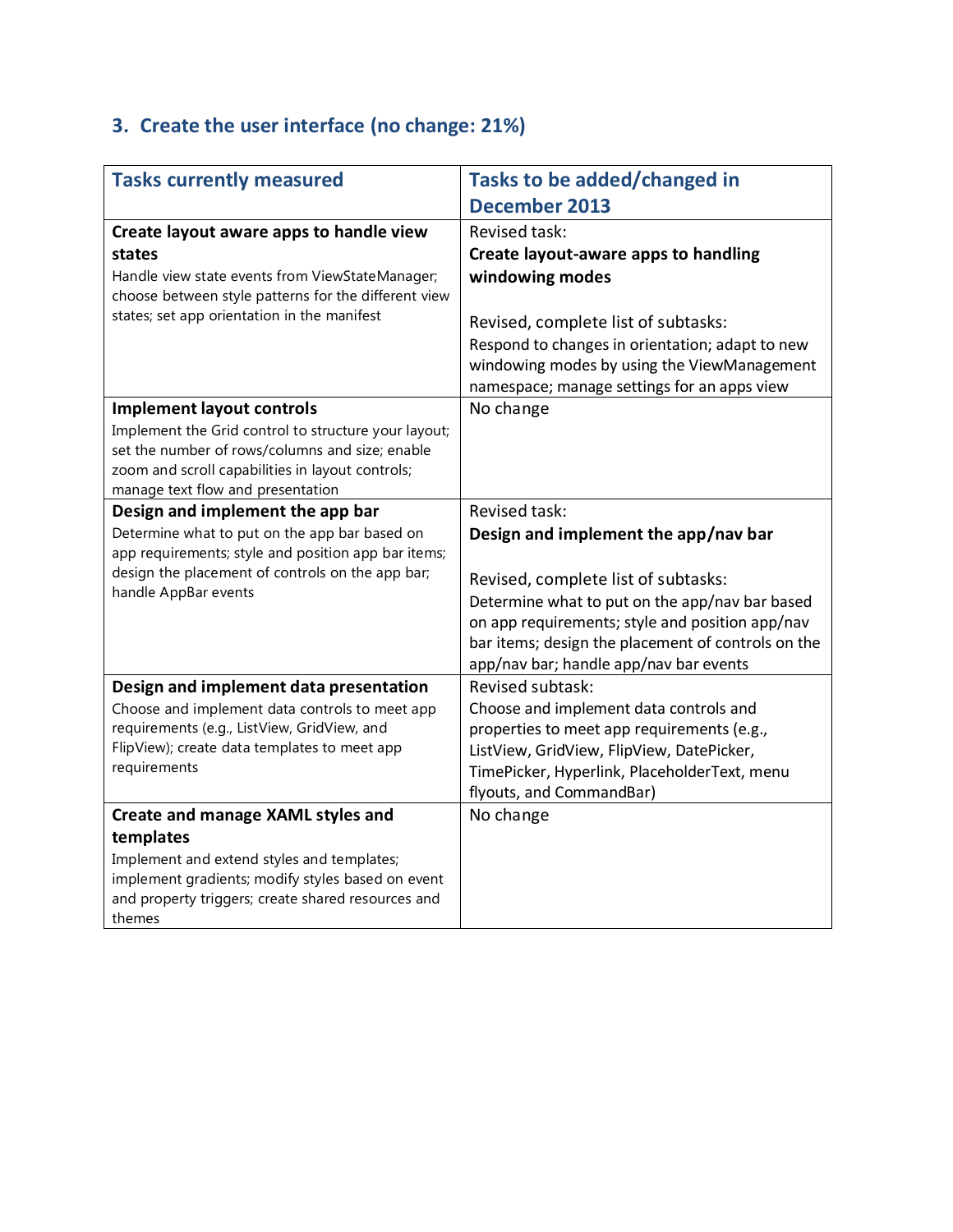## 3. Create the user interface (no change: 21%)

| Tasks currently measured | Tasks to be added/changed in December 2013 |
| --- | --- |
| **Create layout aware apps to handle view states**<br>Handle view state events from ViewStateManager; choose between style patterns for the different view states; set app orientation in the manifest | Revised task:<br>**Create layout-aware apps to handling windowing modes**<br><br>Revised, complete list of subtasks:<br>Respond to changes in orientation; adapt to new windowing modes by using the ViewManagement namespace; manage settings for an apps view |
| **Implement layout controls**<br>Implement the Grid control to structure your layout; set the number of rows/columns and size; enable zoom and scroll capabilities in layout controls; manage text flow and presentation | No change |
| **Design and implement the app bar**<br>Determine what to put on the app bar based on app requirements; style and position app bar items; design the placement of controls on the app bar; handle AppBar events | Revised task:<br>**Design and implement the app/nav bar**<br><br>Revised, complete list of subtasks:<br>Determine what to put on the app/nav bar based on app requirements; style and position app/nav bar items; design the placement of controls on the app/nav bar; handle app/nav bar events |
| **Design and implement data presentation**<br>Choose and implement data controls to meet app requirements (e.g., ListView, GridView, and FlipView); create data templates to meet app requirements | Revised subtask:<br>Choose and implement data controls and properties to meet app requirements (e.g., ListView, GridView, FlipView, DatePicker, TimePicker, Hyperlink, PlaceholderText, menu flyouts, and CommandBar) |
| **Create and manage XAML styles and templates**<br>Implement and extend styles and templates; implement gradients; modify styles based on event and property triggers; create shared resources and themes | No change |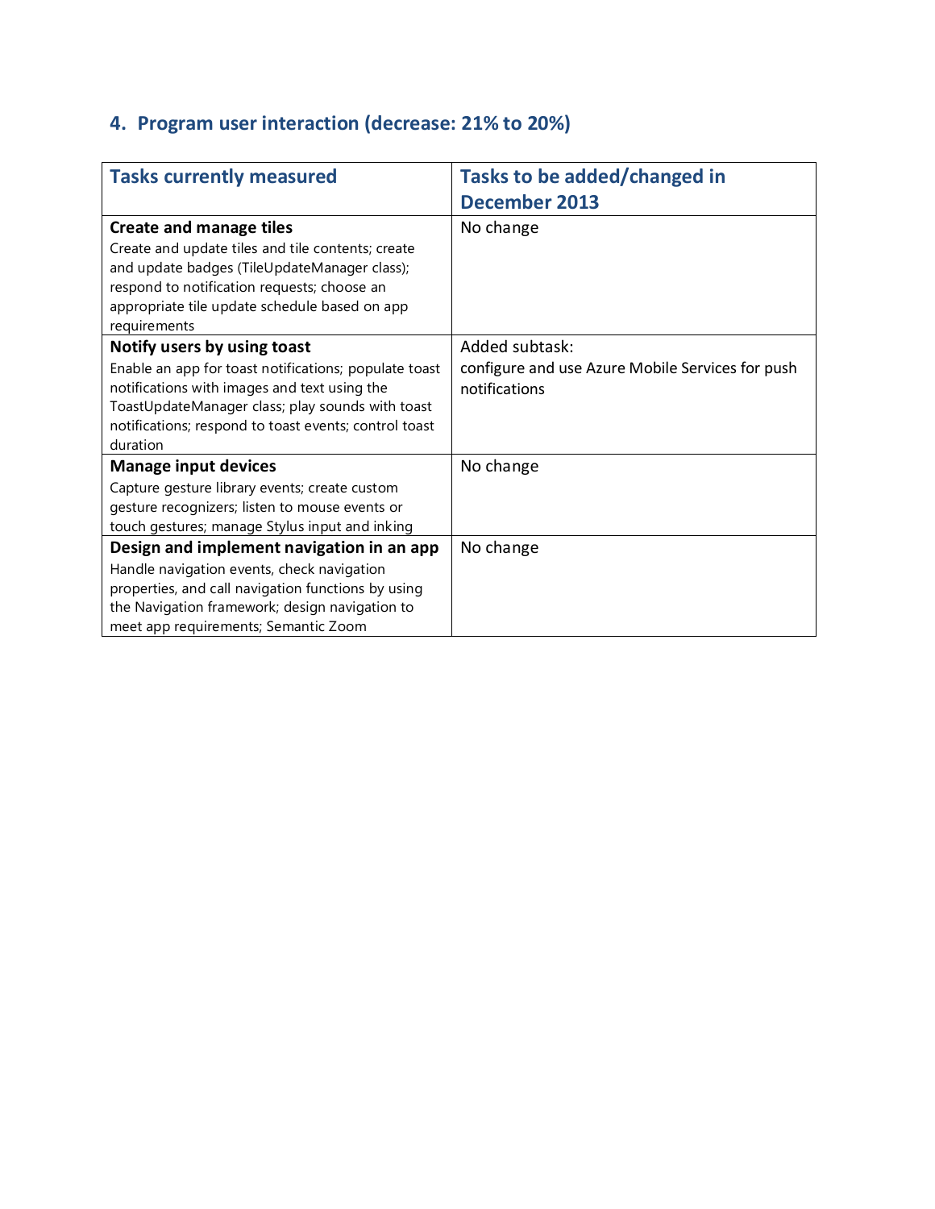## 4. Program user interaction (decrease: 21% to 20%)

| Tasks currently measured | Tasks to be added/changed in December 2013 |
| --- | --- |
| **Create and manage tiles**<br>Create and update tiles and tile contents; create and update badges (TileUpdateManager class); respond to notification requests; choose an appropriate tile update schedule based on app requirements | No change |
| **Notify users by using toast**<br>Enable an app for toast notifications; populate toast notifications with images and text using the ToastUpdateManager class; play sounds with toast notifications; respond to toast events; control toast duration | Added subtask:<br>configure and use Azure Mobile Services for push notifications |
| **Manage input devices**<br>Capture gesture library events; create custom gesture recognizers; listen to mouse events or touch gestures; manage Stylus input and inking | No change |
| **Design and implement navigation in an app**<br>Handle navigation events, check navigation properties, and call navigation functions by using the Navigation framework; design navigation to meet app requirements; Semantic Zoom | No change |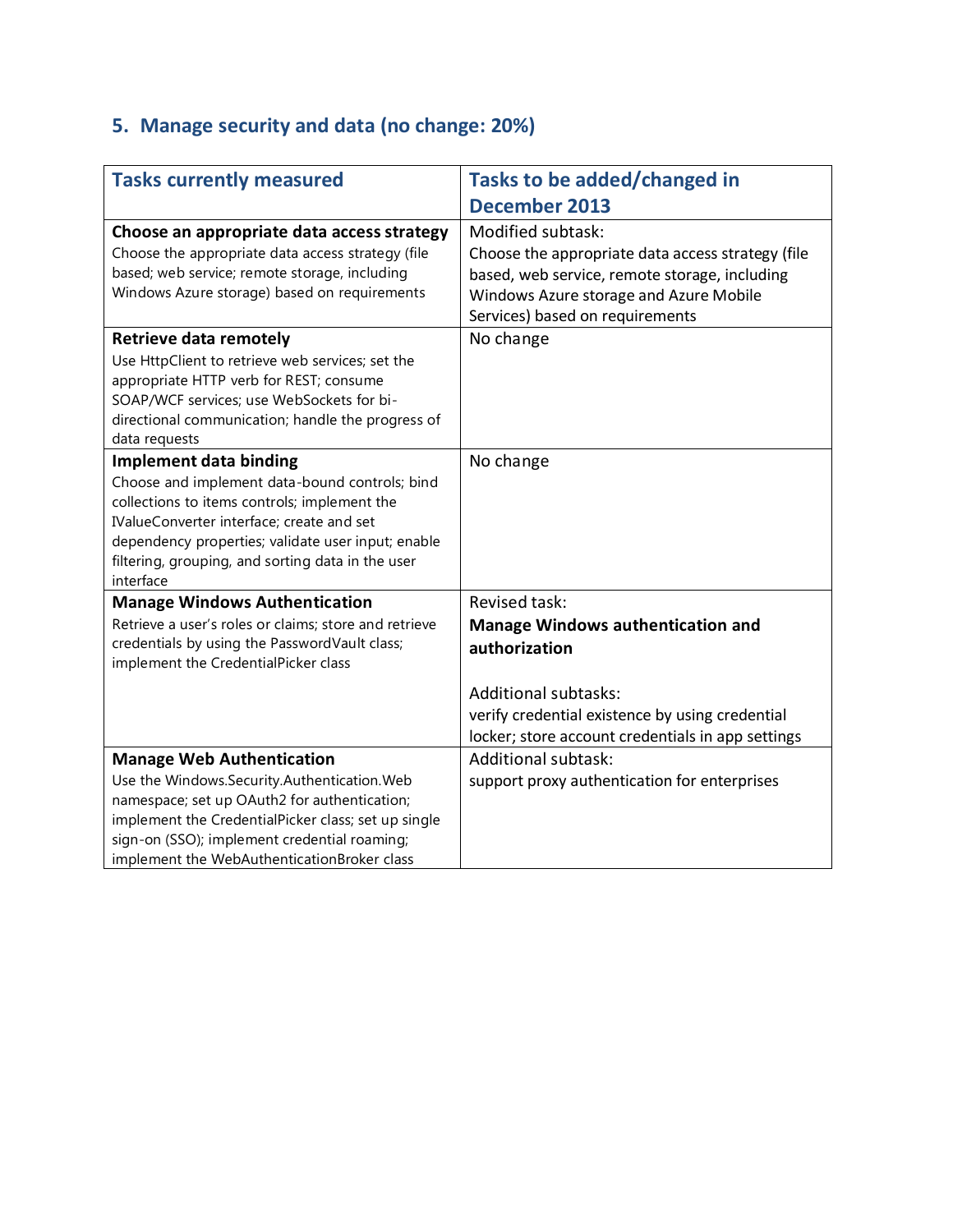## 5. Manage security and data (no change: 20%)

| Tasks currently measured | Tasks to be added/changed in December 2013 |
|---|---|
| **Choose an appropriate data access strategy** Choose the appropriate data access strategy (file based; web service; remote storage, including Windows Azure storage) based on requirements | Modified subtask: Choose the appropriate data access strategy (file based, web service, remote storage, including Windows Azure storage and Azure Mobile Services) based on requirements |
| **Retrieve data remotely** Use HttpClient to retrieve web services; set the appropriate HTTP verb for REST; consume SOAP/WCF services; use WebSockets for bi-directional communication; handle the progress of data requests | No change |
| **Implement data binding** Choose and implement data-bound controls; bind collections to items controls; implement the IValueConverter interface; create and set dependency properties; validate user input; enable filtering, grouping, and sorting data in the user interface | No change |
| **Manage Windows Authentication** Retrieve a user's roles or claims; store and retrieve credentials by using the PasswordVault class; implement the CredentialPicker class | Revised task: **Manage Windows authentication and authorization** <br><br> Additional subtasks: verify credential existence by using credential locker; store account credentials in app settings |
| **Manage Web Authentication** Use the Windows.Security.Authentication.Web namespace; set up OAuth2 for authentication; implement the CredentialPicker class; set up single sign-on (SSO); implement credential roaming; implement the WebAuthenticationBroker class | Additional subtask: support proxy authentication for enterprises |